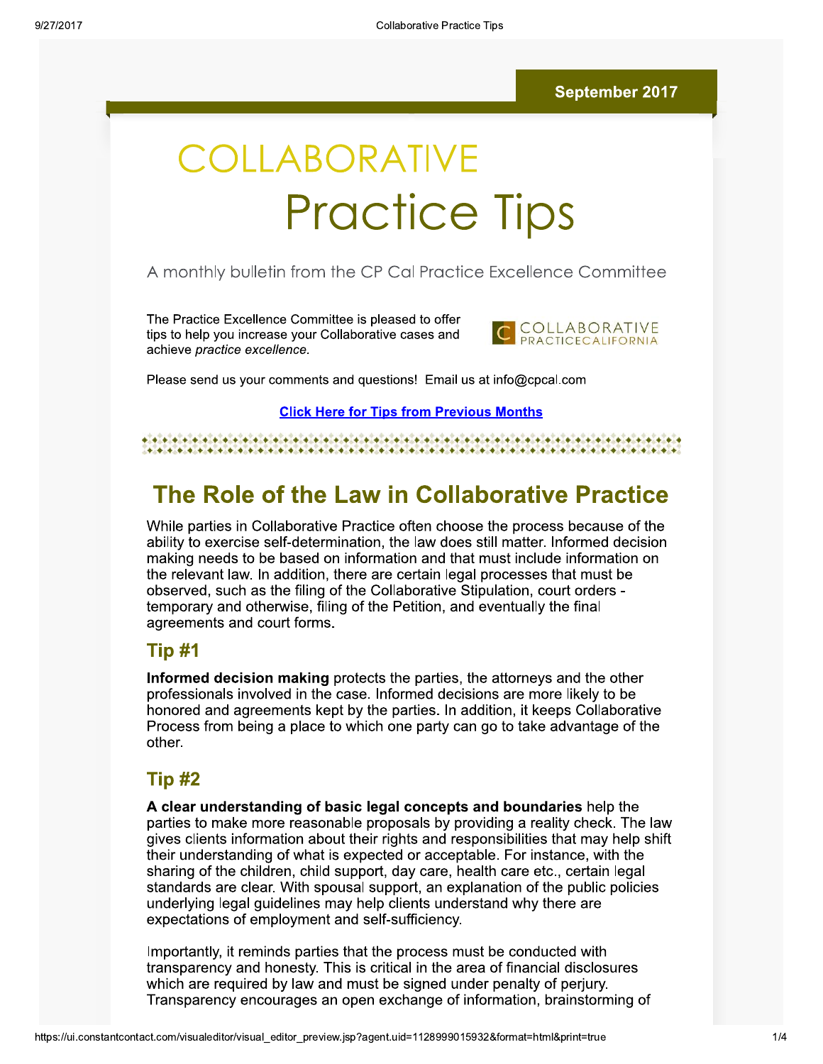September 2017

# COLLABORATIVE Practice Tips

A monthly bulletin from the CP Cal Practice Excellence Committee

The Practice Excellence Committee is pleased to offer tips to help you increase your Collaborative cases and achieve *practice excellence.*

COLLABORATIVE PRACTICECALIFORNIA

Please send us your comments and questions! Email us at info@cpcal.com

**Click Here for Tips from Previous Months**

## The Role of the Law in Collaborative Practice

While parties in Collaborative Practice often choose the process because of the ability to exercise self-determination, the law does still matter. Informed decision making needs to be based on information and that must include information on the relevant law. In addition, there are certain legal processes that must be observed, such as the filing of the Collaborative Stipulation, court orders - temporary and otherwise, filing of the Petition, and eventually the final agreements and court forms.

### Tip #1

**Informed decision making** protects the parties, the attorneys and the other professionals involved in the case. Informed decisions are more likely to be honored and agreements kept by the parties. In addition, it keeps Collaborative Process from being a place to which one party can go to take advantage of the other.

### Tip #2

**A clear understanding of basic legal concepts and boundaries** help the parties to make more reasonable proposals by providing a reality check. The law gives clients information about their rights and responsibilities that may help shift their understanding of what is expected or acceptable. For instance, with the sharing of the children, child support, day care, health care etc., certain legal standards are clear. With spousal support, an explanation of the public policies underlying legal guidelines may help clients understand why there are expectations of employment and self-sufficiency.

Importantly, it reminds parties that the process must be conducted with transparency and honesty. This is critical in the area of financial disclosures which are required by law and must be signed under penalty of perjury. Transparency encourages an open exchange of information, brainstorming of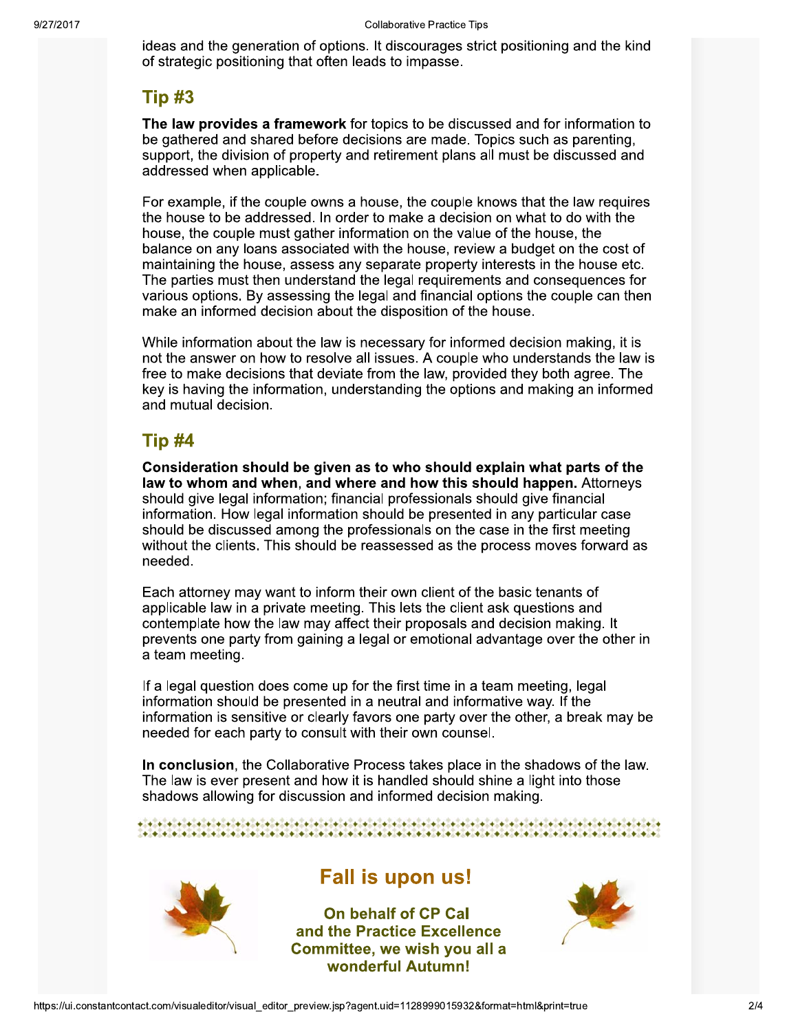ideas and the generation of options. It discourages strict positioning and the kind of strategic positioning that often leads to impasse.

## Tip #3

**The law provides a framework** for topics to be discussed and for information to be gathered and shared before decisions are made. Topics such as parenting, support, the division of property and retirement plans all must be discussed and addressed when applicable.

For example, if the couple owns a house, the couple knows that the law requires the house to be addressed. In order to make a decision on what to do with the house, the couple must gather information on the value of the house, the balance on any loans associated with the house, review a budget on the cost of maintaining the house, assess any separate property interests in the house etc. The parties must then understand the legal requirements and consequences for various options. By assessing the legal and financial options the couple can then make an informed decision about the disposition of the house.

While information about the law is necessary for informed decision making, it is not the answer on how to resolve all issues. A couple who understands the law is free to make decisions that deviate from the law, provided they both agree. The key is having the information, understanding the options and making an informed and mutual decision.

## Tip #4

**Consideration should be given as to who should explain what parts of the law to whom and when, and where and how this should happen.** Attorneys should give legal information; financial professionals should give financial information. How legal information should be presented in any particular case should be discussed among the professionals on the case in the first meeting without the clients. This should be reassessed as the process moves forward as needed.

Each attorney may want to inform their own client of the basic tenants of applicable law in a private meeting. This lets the client ask questions and contemplate how the law may affect their proposals and decision making. It prevents one party from gaining a legal or emotional advantage over the other in a team meeting.

If a legal question does come up for the first time in a team meeting, legal information should be presented in a neutral and informative way. If the information is sensitive or clearly favors one party over the other, a break may be needed for each party to consult with their own counsel.

**In conclusion**, the Collaborative Process takes place in the shadows of the law. The law is ever present and how it is handled should shine a light into those shadows allowing for discussion and informed decision making.

## Fall is upon us!

**On behalf of CP Cal and the Practice Excellence Committee, we wish you all a wonderful Autumn!**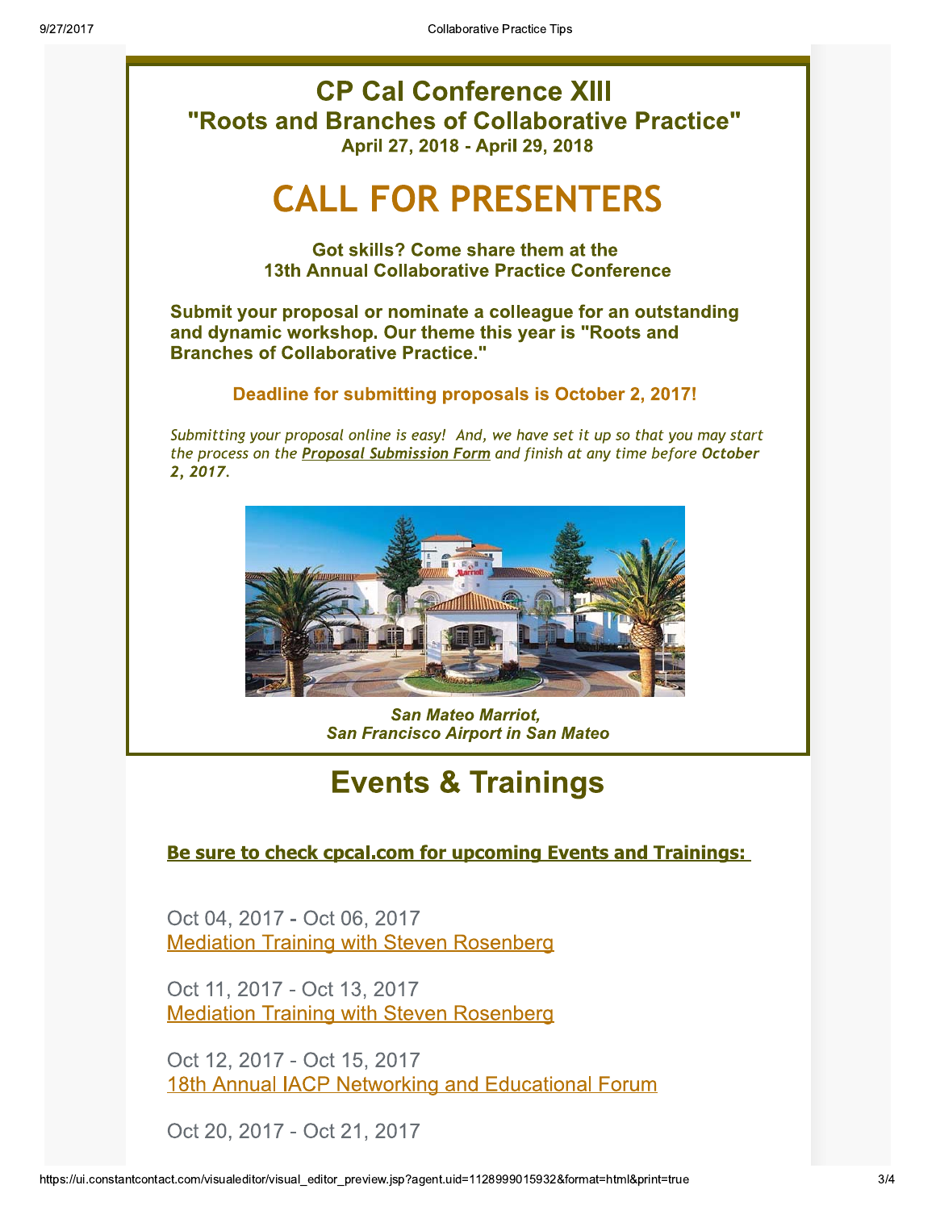# CP Cal Conference XIII

## "Roots and Branches of Collaborative Practice"

### April 27, 2018 - April 29, 2018

# CALL FOR PRESENTERS

**Got skills? Come share them at the 13th Annual Collaborative Practice Conference**

**Submit your proposal or nominate a colleague for an outstanding and dynamic workshop. Our theme this year is "Roots and Branches of Collaborative Practice."**

**Deadline for submitting proposals is October 2, 2017!**

*Submitting your proposal online is easy! And, we have set it up so that you may start the process on the **Proposal Submission Form** and finish at any time before **October 2, 2017**.*

***San Mateo Marriot, San Francisco Airport in San Mateo***

# Events & Trainings

**Be sure to check cpcal.com for upcoming Events and Trainings:**

Oct 04, 2017 - Oct 06, 2017
Mediation Training with Steven Rosenberg

Oct 11, 2017 - Oct 13, 2017
Mediation Training with Steven Rosenberg

Oct 12, 2017 - Oct 15, 2017
18th Annual IACP Networking and Educational Forum

Oct 20, 2017 - Oct 21, 2017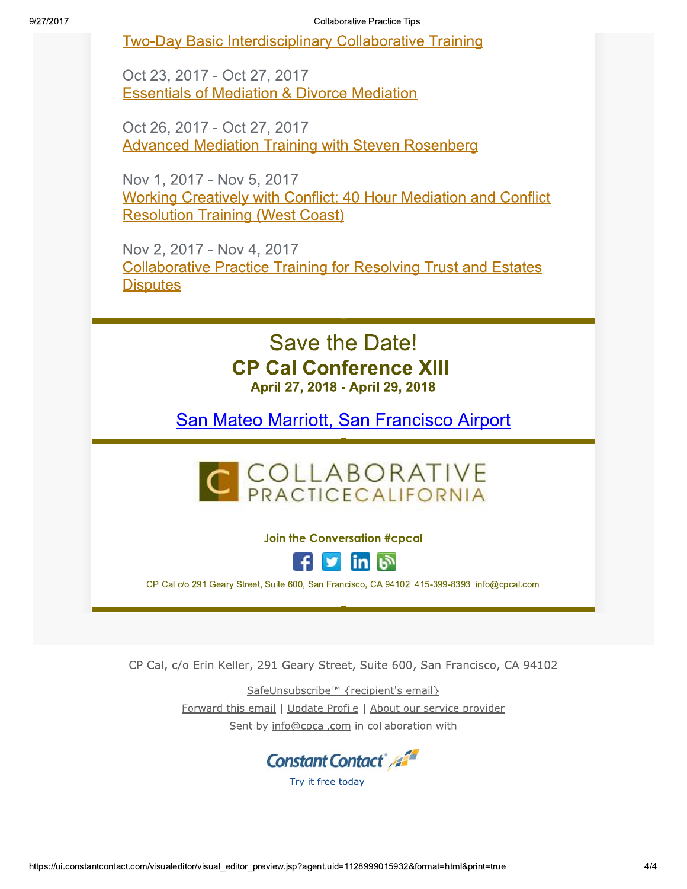Two-Day Basic Interdisciplinary Collaborative Training

Oct 23, 2017 - Oct 27, 2017
Essentials of Mediation & Divorce Mediation

Oct 26, 2017 - Oct 27, 2017
Advanced Mediation Training with Steven Rosenberg

Nov 1, 2017 - Nov 5, 2017
Working Creatively with Conflict: 40 Hour Mediation and Conflict Resolution Training (West Coast)

Nov 2, 2017 - Nov 4, 2017
Collaborative Practice Training for Resolving Trust and Estates Disputes

---

## Save the Date!

## CP Cal Conference XIII

**April 27, 2018 - April 29, 2018**

San Mateo Marriott, San Francisco Airport

---

COLLABORATIVE PRACTICECALIFORNIA

**Join the Conversation #cpcal**

CP Cal c/o 291 Geary Street, Suite 600, San Francisco, CA 94102 415-399-8393 info@cpcal.com

---

CP Cal, c/o Erin Keller, 291 Geary Street, Suite 600, San Francisco, CA 94102

SafeUnsubscribe™ {recipient's email}

Forward this email | Update Profile | About our service provider

Sent by info@cpcal.com in collaboration with

Constant Contact

Try it free today